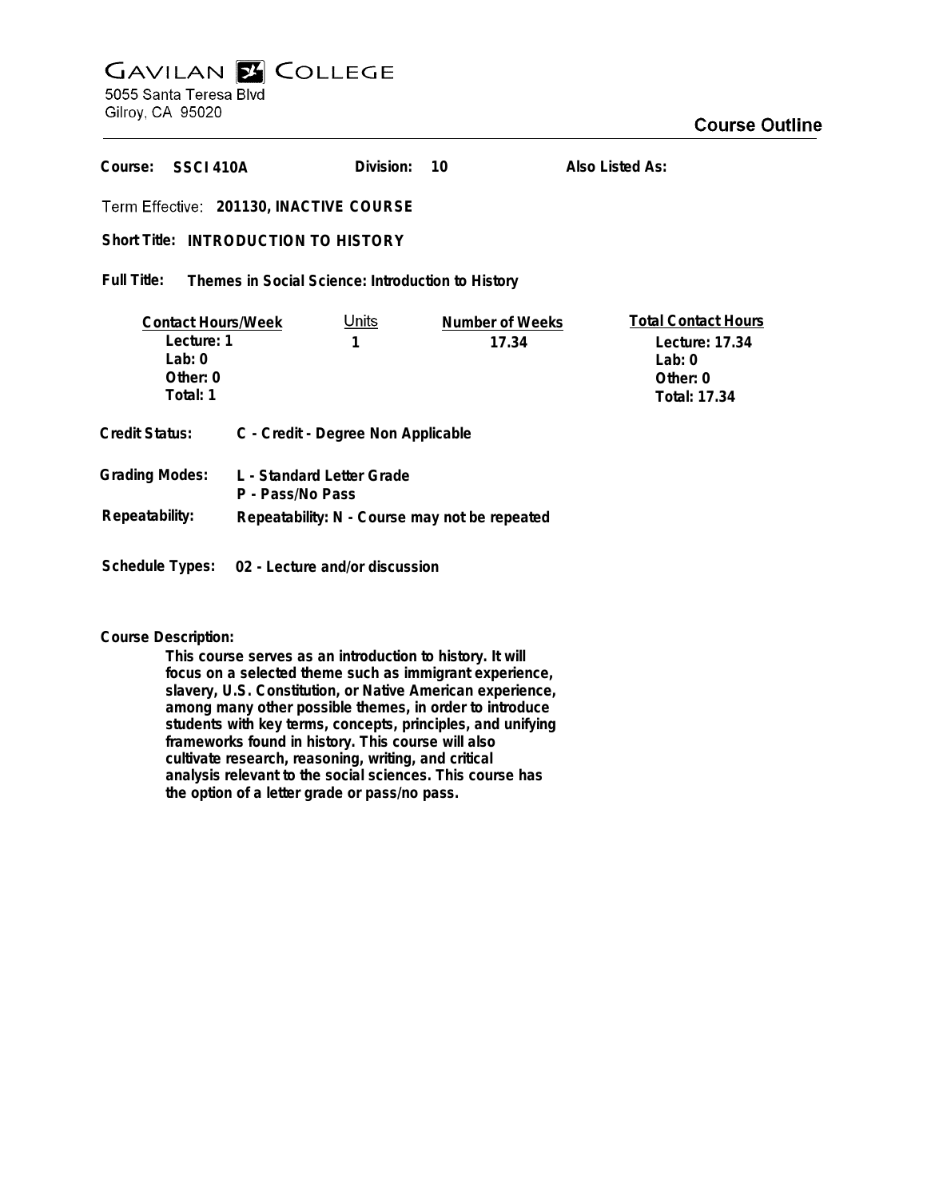# GAVILAN COLLEGE

5055 Santa Teresa Blvd
Gilroy, CA 95020

## Course Outline

**Course:** SSCI 410A **Division:** 10 **Also Listed As:**

**Term Effective:** 201130, INACTIVE COURSE

**Short Title:** INTRODUCTION TO HISTORY

**Full Title:** Themes in Social Science: Introduction to History

| Contact Hours/Week | Units | Number of Weeks | Total Contact Hours |
|---|---|---|---|
| Lecture: 1 | 1 | 17.34 | Lecture: 17.34 |
| Lab: 0 | | | Lab: 0 |
| Other: 0 | | | Other: 0 |
| Total: 1 | | | Total: 17.34 |

**Credit Status:** C - Credit - Degree Non Applicable

**Grading Modes:** L - Standard Letter Grade
P - Pass/No Pass

**Repeatability:** Repeatability: N - Course may not be repeated

**Schedule Types:** 02 - Lecture and/or discussion

**Course Description:**

This course serves as an introduction to history. It will focus on a selected theme such as immigrant experience, slavery, U.S. Constitution, or Native American experience, among many other possible themes, in order to introduce students with key terms, concepts, principles, and unifying frameworks found in history. This course will also cultivate research, reasoning, writing, and critical analysis relevant to the social sciences. This course has the option of a letter grade or pass/no pass.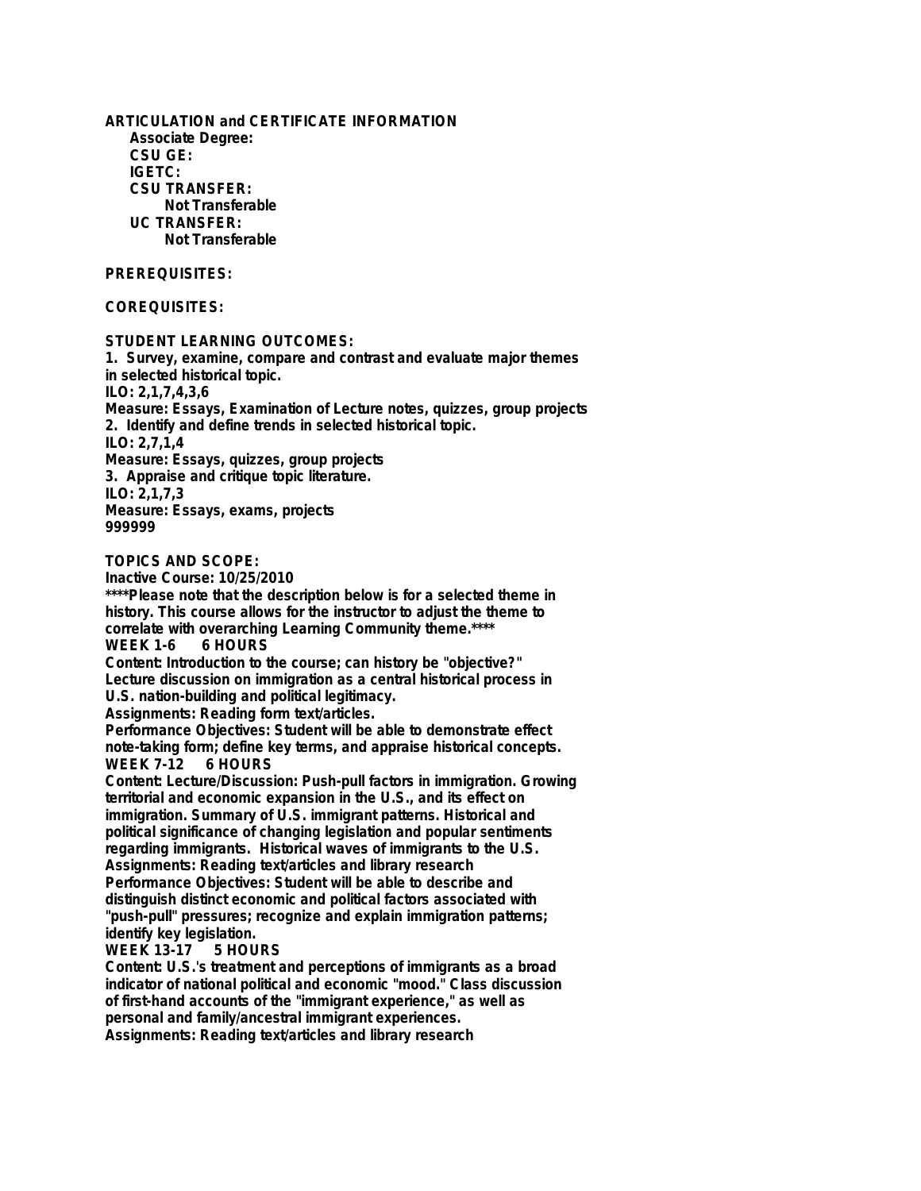**ARTICULATION and CERTIFICATE INFORMATION**

**Associate Degree:**

**CSU GE:**

**IGETC:**

**CSU TRANSFER:**

**Not Transferable**

**UC TRANSFER:**

**Not Transferable**

**PREREQUISITES:**

**COREQUISITES:**

**STUDENT LEARNING OUTCOMES:**

**1. Survey, examine, compare and contrast and evaluate major themes in selected historical topic.**
**ILO: 2,1,7,4,3,6**
**Measure: Essays, Examination of Lecture notes, quizzes, group projects**
**2. Identify and define trends in selected historical topic.**
**ILO: 2,7,1,4**
**Measure: Essays, quizzes, group projects**
**3. Appraise and critique topic literature.**
**ILO: 2,1,7,3**
**Measure: Essays, exams, projects**
**999999**

**TOPICS AND SCOPE:**

**Inactive Course: 10/25/2010**
****Please note that the description below is for a selected theme in history. This course allows for the instructor to adjust the theme to correlate with overarching Learning Community theme.****

**WEEK 1-6 6 HOURS**
**Content: Introduction to the course; can history be "objective?" Lecture discussion on immigration as a central historical process in U.S. nation-building and political legitimacy.**
**Assignments: Reading form text/articles.**
**Performance Objectives: Student will be able to demonstrate effect note-taking form; define key terms, and appraise historical concepts.**

**WEEK 7-12 6 HOURS**
**Content: Lecture/Discussion: Push-pull factors in immigration. Growing territorial and economic expansion in the U.S., and its effect on immigration. Summary of U.S. immigrant patterns. Historical and political significance of changing legislation and popular sentiments regarding immigrants. Historical waves of immigrants to the U.S.**
**Assignments: Reading text/articles and library research**
**Performance Objectives: Student will be able to describe and distinguish distinct economic and political factors associated with "push-pull" pressures; recognize and explain immigration patterns; identify key legislation.**

**WEEK 13-17 5 HOURS**
**Content: U.S.'s treatment and perceptions of immigrants as a broad indicator of national political and economic "mood." Class discussion of first-hand accounts of the "immigrant experience," as well as personal and family/ancestral immigrant experiences.**
**Assignments: Reading text/articles and library research**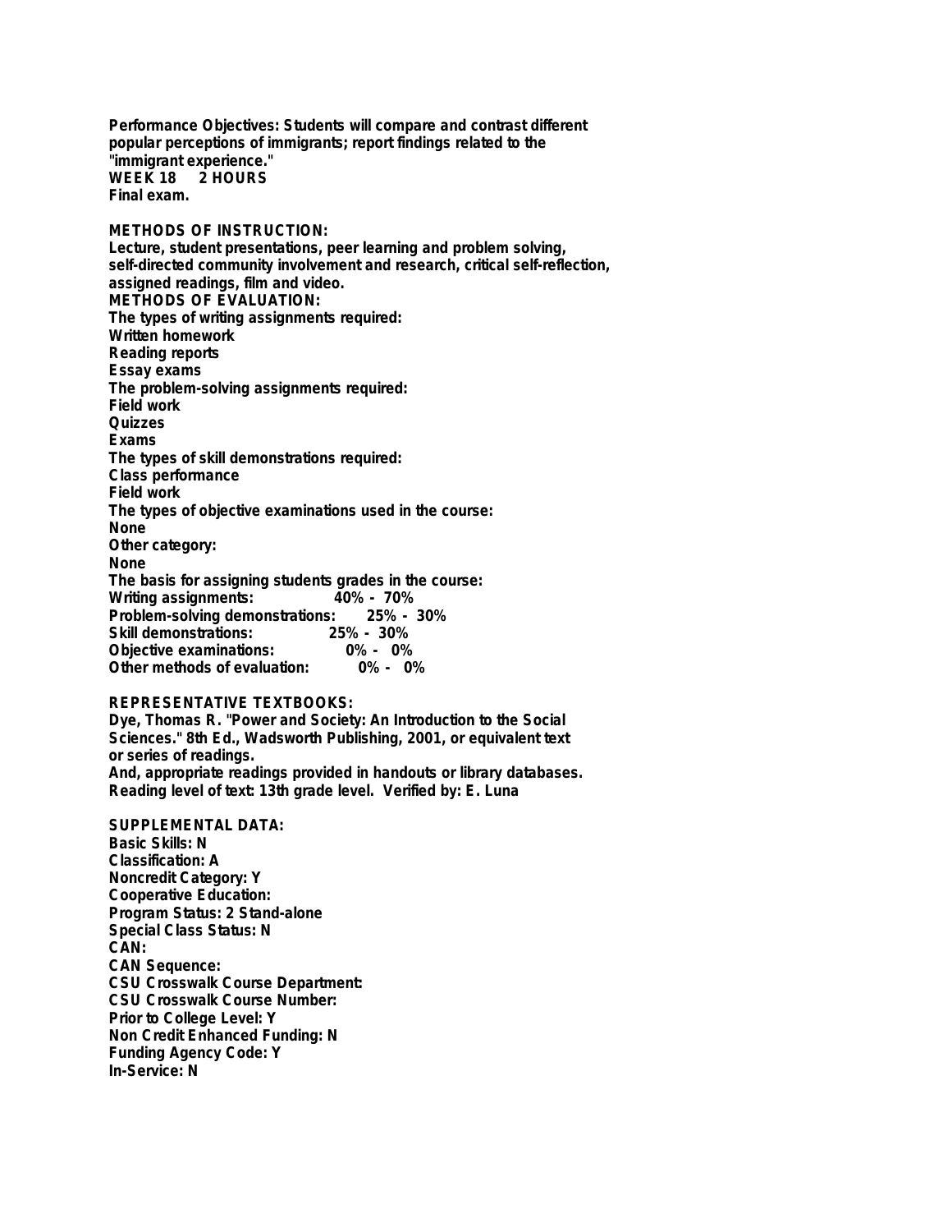**Performance Objectives: Students will compare and contrast different popular perceptions of immigrants; report findings related to the "immigrant experience."**
**WEEK 18 2 HOURS**
**Final exam.**

**METHODS OF INSTRUCTION:**
**Lecture, student presentations, peer learning and problem solving, self-directed community involvement and research, critical self-reflection, assigned readings, film and video.**
**METHODS OF EVALUATION:**
**The types of writing assignments required:**
**Written homework**
**Reading reports**
**Essay exams**
**The problem-solving assignments required:**
**Field work**
**Quizzes**
**Exams**
**The types of skill demonstrations required:**
**Class performance**
**Field work**
**The types of objective examinations used in the course:**
**None**
**Other category:**
**None**
**The basis for assigning students grades in the course:**
**Writing assignments: 40% - 70%**
**Problem-solving demonstrations: 25% - 30%**
**Skill demonstrations: 25% - 30%**
**Objective examinations: 0% - 0%**
**Other methods of evaluation: 0% - 0%**

**REPRESENTATIVE TEXTBOOKS:**
**Dye, Thomas R. "Power and Society: An Introduction to the Social Sciences." 8th Ed., Wadsworth Publishing, 2001, or equivalent text or series of readings.**
**And, appropriate readings provided in handouts or library databases.**
**Reading level of text: 13th grade level. Verified by: E. Luna**

**SUPPLEMENTAL DATA:**
**Basic Skills: N**
**Classification: A**
**Noncredit Category: Y**
**Cooperative Education:**
**Program Status: 2 Stand-alone**
**Special Class Status: N**
**CAN:**
**CAN Sequence:**
**CSU Crosswalk Course Department:**
**CSU Crosswalk Course Number:**
**Prior to College Level: Y**
**Non Credit Enhanced Funding: N**
**Funding Agency Code: Y**
**In-Service: N**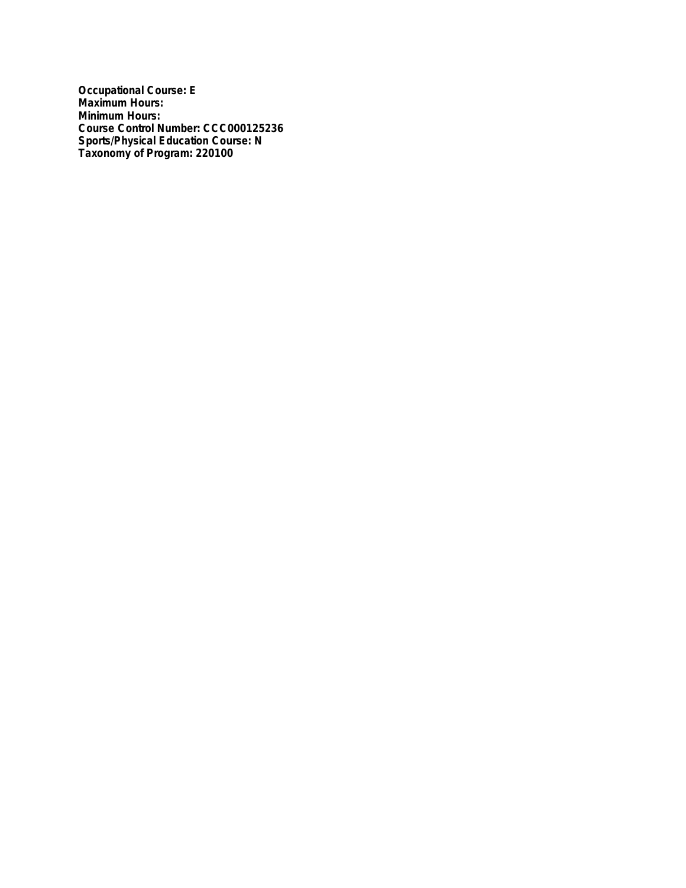**Occupational Course: E**
**Maximum Hours:**
**Minimum Hours:**
**Course Control Number: CCC000125236**
**Sports/Physical Education Course: N**
**Taxonomy of Program: 220100**